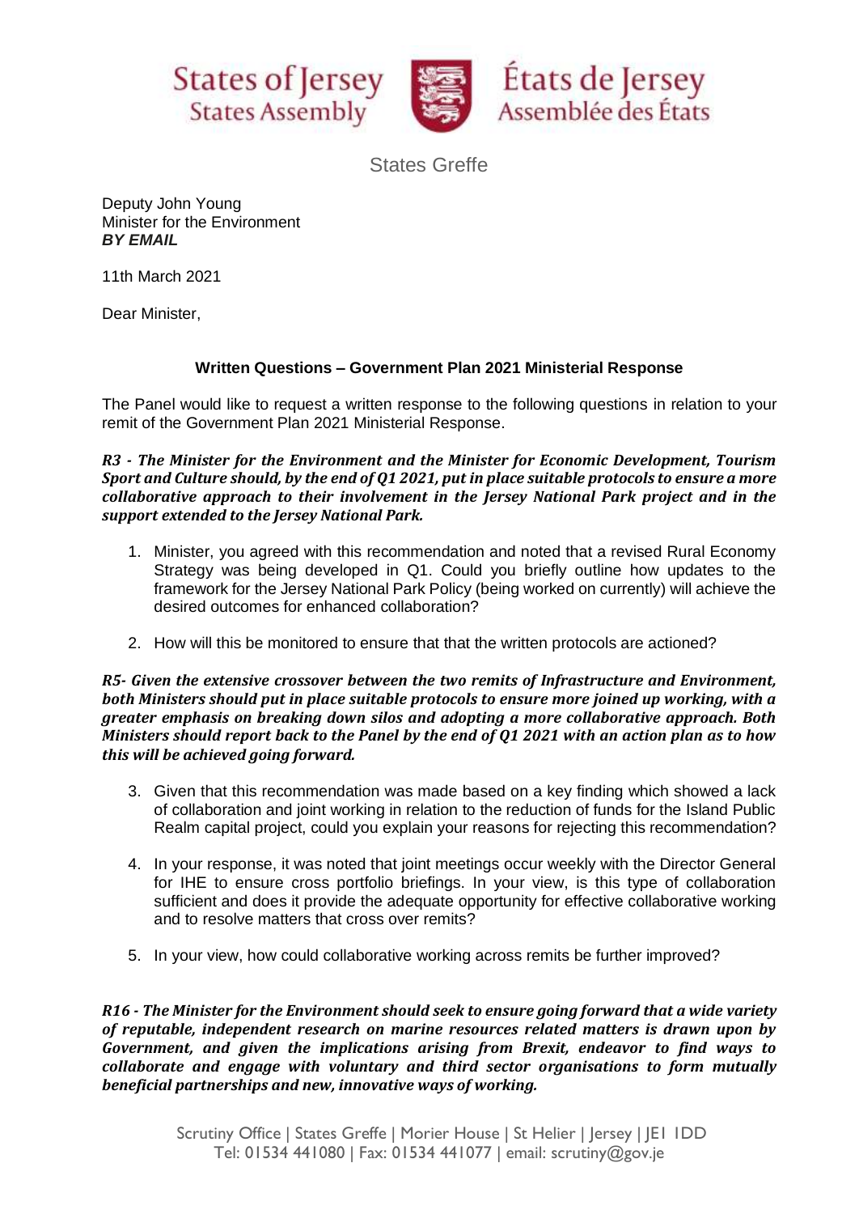States of Jersey
States Assembly

États de Jersey
Assemblée des États

States Greffe

Deputy John Young
Minister for the Environment
***BY EMAIL***

11th March 2021

Dear Minister,

**Written Questions – Government Plan 2021 Ministerial Response**

The Panel would like to request a written response to the following questions in relation to your remit of the Government Plan 2021 Ministerial Response.

***R3 - The Minister for the Environment and the Minister for Economic Development, Tourism Sport and Culture should, by the end of Q1 2021, put in place suitable protocols to ensure a more collaborative approach to their involvement in the Jersey National Park project and in the support extended to the Jersey National Park.***

1. Minister, you agreed with this recommendation and noted that a revised Rural Economy Strategy was being developed in Q1. Could you briefly outline how updates to the framework for the Jersey National Park Policy (being worked on currently) will achieve the desired outcomes for enhanced collaboration?

2. How will this be monitored to ensure that that the written protocols are actioned?

***R5- Given the extensive crossover between the two remits of Infrastructure and Environment, both Ministers should put in place suitable protocols to ensure more joined up working, with a greater emphasis on breaking down silos and adopting a more collaborative approach. Both Ministers should report back to the Panel by the end of Q1 2021 with an action plan as to how this will be achieved going forward.***

3. Given that this recommendation was made based on a key finding which showed a lack of collaboration and joint working in relation to the reduction of funds for the Island Public Realm capital project, could you explain your reasons for rejecting this recommendation?

4. In your response, it was noted that joint meetings occur weekly with the Director General for IHE to ensure cross portfolio briefings. In your view, is this type of collaboration sufficient and does it provide the adequate opportunity for effective collaborative working and to resolve matters that cross over remits?

5. In your view, how could collaborative working across remits be further improved?

***R16 - The Minister for the Environment should seek to ensure going forward that a wide variety of reputable, independent research on marine resources related matters is drawn upon by Government, and given the implications arising from Brexit, endeavor to find ways to collaborate and engage with voluntary and third sector organisations to form mutually beneficial partnerships and new, innovative ways of working.***

Scrutiny Office | States Greffe | Morier House | St Helier | Jersey | JE1 1DD
Tel: 01534 441080 | Fax: 01534 441077 | email: scrutiny@gov.je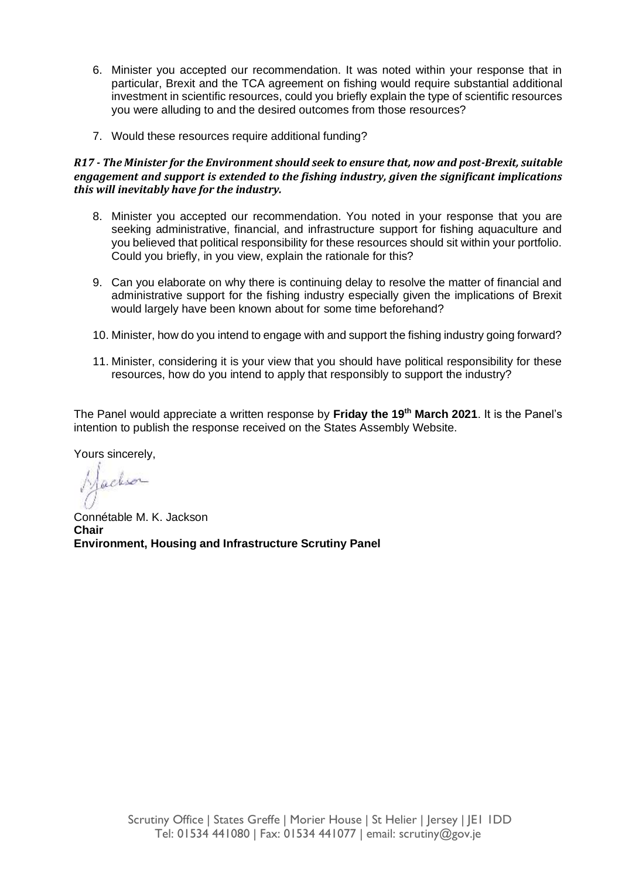6. Minister you accepted our recommendation. It was noted within your response that in particular, Brexit and the TCA agreement on fishing would require substantial additional investment in scientific resources, could you briefly explain the type of scientific resources you were alluding to and the desired outcomes from those resources?

7. Would these resources require additional funding?

***R17 - The Minister for the Environment should seek to ensure that, now and post-Brexit, suitable engagement and support is extended to the fishing industry, given the significant implications this will inevitably have for the industry.***

8. Minister you accepted our recommendation. You noted in your response that you are seeking administrative, financial, and infrastructure support for fishing aquaculture and you believed that political responsibility for these resources should sit within your portfolio. Could you briefly, in you view, explain the rationale for this?

9. Can you elaborate on why there is continuing delay to resolve the matter of financial and administrative support for the fishing industry especially given the implications of Brexit would largely have been known about for some time beforehand?

10. Minister, how do you intend to engage with and support the fishing industry going forward?

11. Minister, considering it is your view that you should have political responsibility for these resources, how do you intend to apply that responsibly to support the industry?

The Panel would appreciate a written response by **Friday the 19th March 2021**. It is the Panel's intention to publish the response received on the States Assembly Website.

Yours sincerely,

Connétable M. K. Jackson
**Chair**
**Environment, Housing and Infrastructure Scrutiny Panel**

Scrutiny Office | States Greffe | Morier House | St Helier | Jersey | JE1 1DD
Tel: 01534 441080 | Fax: 01534 441077 | email: scrutiny@gov.je